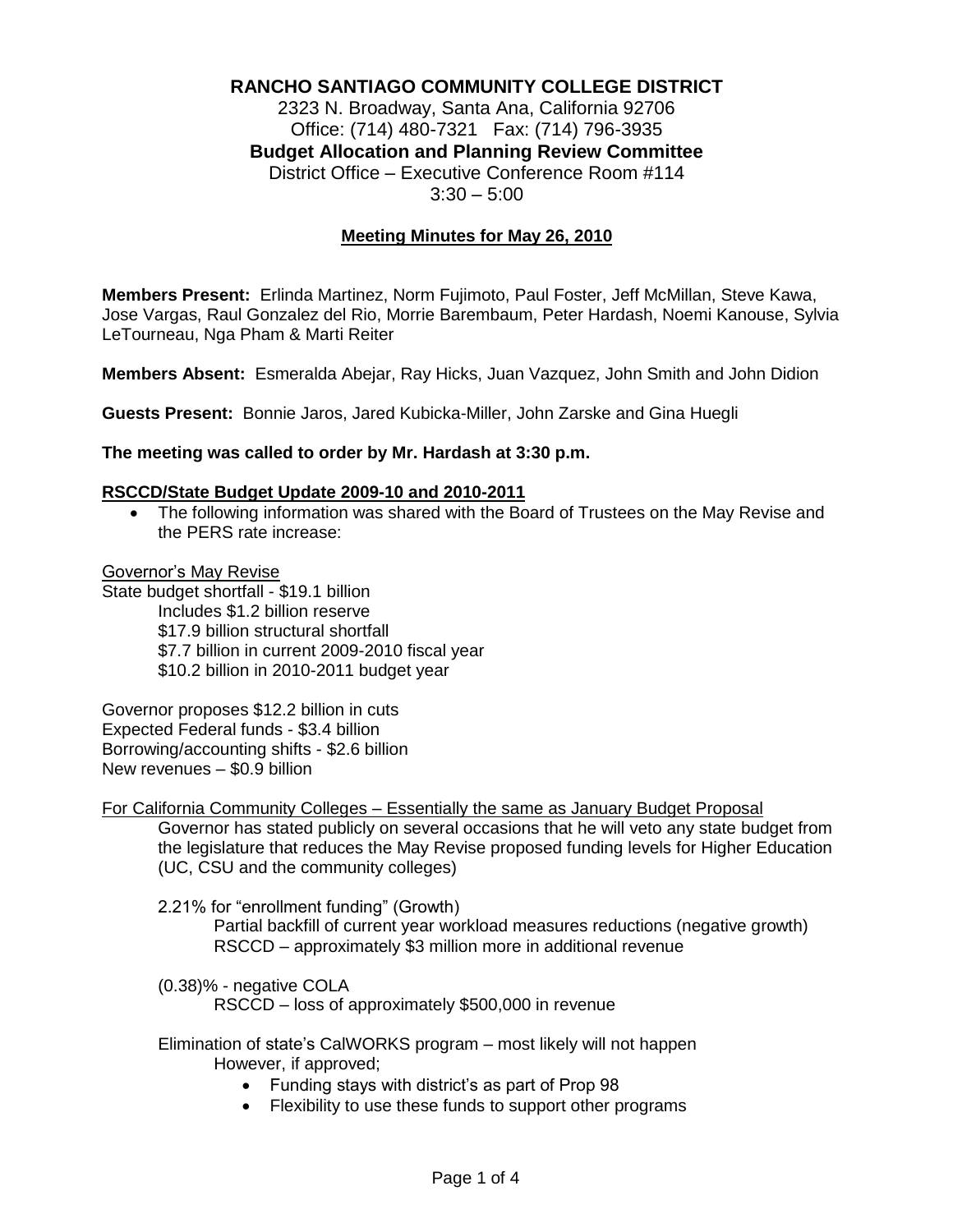**RANCHO SANTIAGO COMMUNITY COLLEGE DISTRICT**

2323 N. Broadway, Santa Ana, California 92706
Office: (714) 480-7321 Fax: (714) 796-3935

**Budget Allocation and Planning Review Committee**

District Office – Executive Conference Room #114
3:30 – 5:00

**Meeting Minutes for May 26, 2010**

**Members Present:** Erlinda Martinez, Norm Fujimoto, Paul Foster, Jeff McMillan, Steve Kawa, Jose Vargas, Raul Gonzalez del Rio, Morrie Barembaum, Peter Hardash, Noemi Kanouse, Sylvia LeTourneau, Nga Pham & Marti Reiter

**Members Absent:** Esmeralda Abejar, Ray Hicks, Juan Vazquez, John Smith and John Didion

**Guests Present:** Bonnie Jaros, Jared Kubicka-Miller, John Zarske and Gina Huegli

**The meeting was called to order by Mr. Hardash at 3:30 p.m.**

**RSCCD/State Budget Update 2009-10 and 2010-2011**

- The following information was shared with the Board of Trustees on the May Revise and the PERS rate increase:

Governor's May Revise

State budget shortfall - $19.1 billion
 Includes $1.2 billion reserve
 $17.9 billion structural shortfall
 $7.7 billion in current 2009-2010 fiscal year
 $10.2 billion in 2010-2011 budget year

Governor proposes $12.2 billion in cuts
Expected Federal funds - $3.4 billion
Borrowing/accounting shifts - $2.6 billion
New revenues – $0.9 billion

For California Community Colleges – Essentially the same as January Budget Proposal

Governor has stated publicly on several occasions that he will veto any state budget from the legislature that reduces the May Revise proposed funding levels for Higher Education (UC, CSU and the community colleges)

2.21% for "enrollment funding" (Growth)
 Partial backfill of current year workload measures reductions (negative growth)
 RSCCD – approximately $3 million more in additional revenue

(0.38)% - negative COLA
 RSCCD – loss of approximately $500,000 in revenue

Elimination of state's CalWORKS program – most likely will not happen
 However, if approved;

- Funding stays with district's as part of Prop 98
- Flexibility to use these funds to support other programs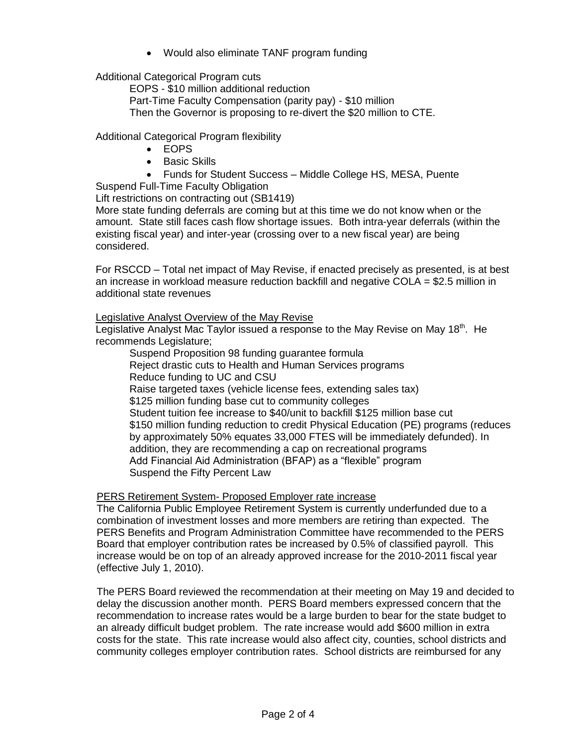- Would also eliminate TANF program funding

Additional Categorical Program cuts

EOPS - $10 million additional reduction
Part-Time Faculty Compensation (parity pay) - $10 million
Then the Governor is proposing to re-divert the $20 million to CTE.

Additional Categorical Program flexibility

- EOPS
- Basic Skills
- Funds for Student Success – Middle College HS, MESA, Puente

Suspend Full-Time Faculty Obligation
Lift restrictions on contracting out (SB1419)
More state funding deferrals are coming but at this time we do not know when or the amount. State still faces cash flow shortage issues. Both intra-year deferrals (within the existing fiscal year) and inter-year (crossing over to a new fiscal year) are being considered.

For RSCCD – Total net impact of May Revise, if enacted precisely as presented, is at best an increase in workload measure reduction backfill and negative COLA = $2.5 million in additional state revenues

Legislative Analyst Overview of the May Revise

Legislative Analyst Mac Taylor issued a response to the May Revise on May 18th. He recommends Legislature;

Suspend Proposition 98 funding guarantee formula
Reject drastic cuts to Health and Human Services programs
Reduce funding to UC and CSU
Raise targeted taxes (vehicle license fees, extending sales tax)
$125 million funding base cut to community colleges
Student tuition fee increase to $40/unit to backfill $125 million base cut
$150 million funding reduction to credit Physical Education (PE) programs (reduces by approximately 50% equates 33,000 FTES will be immediately defunded). In addition, they are recommending a cap on recreational programs
Add Financial Aid Administration (BFAP) as a "flexible" program
Suspend the Fifty Percent Law

PERS Retirement System- Proposed Employer rate increase

The California Public Employee Retirement System is currently underfunded due to a combination of investment losses and more members are retiring than expected. The PERS Benefits and Program Administration Committee have recommended to the PERS Board that employer contribution rates be increased by 0.5% of classified payroll. This increase would be on top of an already approved increase for the 2010-2011 fiscal year (effective July 1, 2010).

The PERS Board reviewed the recommendation at their meeting on May 19 and decided to delay the discussion another month. PERS Board members expressed concern that the recommendation to increase rates would be a large burden to bear for the state budget to an already difficult budget problem. The rate increase would add $600 million in extra costs for the state. This rate increase would also affect city, counties, school districts and community colleges employer contribution rates. School districts are reimbursed for any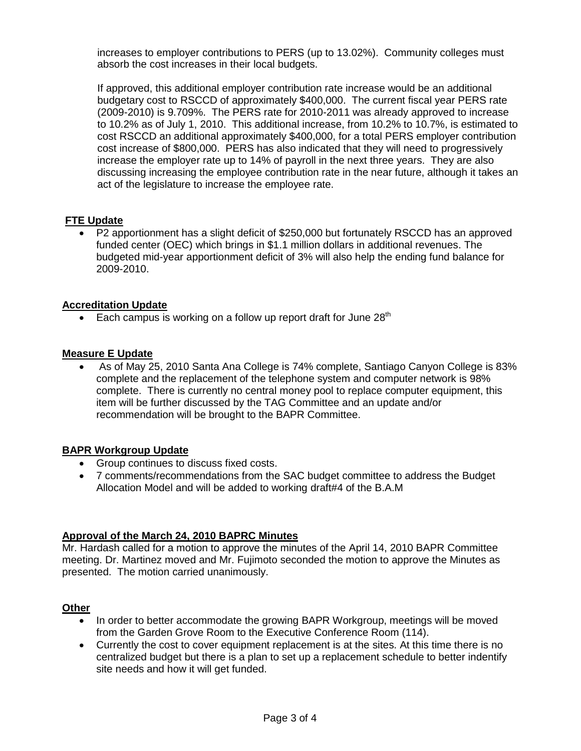increases to employer contributions to PERS (up to 13.02%). Community colleges must absorb the cost increases in their local budgets.

If approved, this additional employer contribution rate increase would be an additional budgetary cost to RSCCD of approximately $400,000. The current fiscal year PERS rate (2009-2010) is 9.709%. The PERS rate for 2010-2011 was already approved to increase to 10.2% as of July 1, 2010. This additional increase, from 10.2% to 10.7%, is estimated to cost RSCCD an additional approximately $400,000, for a total PERS employer contribution cost increase of $800,000. PERS has also indicated that they will need to progressively increase the employer rate up to 14% of payroll in the next three years. They are also discussing increasing the employee contribution rate in the near future, although it takes an act of the legislature to increase the employee rate.

**FTE Update**

- P2 apportionment has a slight deficit of $250,000 but fortunately RSCCD has an approved funded center (OEC) which brings in $1.1 million dollars in additional revenues. The budgeted mid-year apportionment deficit of 3% will also help the ending fund balance for 2009-2010.

**Accreditation Update**

- Each campus is working on a follow up report draft for June 28th

**Measure E Update**

- As of May 25, 2010 Santa Ana College is 74% complete, Santiago Canyon College is 83% complete and the replacement of the telephone system and computer network is 98% complete. There is currently no central money pool to replace computer equipment, this item will be further discussed by the TAG Committee and an update and/or recommendation will be brought to the BAPR Committee.

**BAPR Workgroup Update**

- Group continues to discuss fixed costs.
- 7 comments/recommendations from the SAC budget committee to address the Budget Allocation Model and will be added to working draft#4 of the B.A.M

**Approval of the March 24, 2010 BAPRC Minutes**

Mr. Hardash called for a motion to approve the minutes of the April 14, 2010 BAPR Committee meeting. Dr. Martinez moved and Mr. Fujimoto seconded the motion to approve the Minutes as presented. The motion carried unanimously.

**Other**

- In order to better accommodate the growing BAPR Workgroup, meetings will be moved from the Garden Grove Room to the Executive Conference Room (114).
- Currently the cost to cover equipment replacement is at the sites. At this time there is no centralized budget but there is a plan to set up a replacement schedule to better indentify site needs and how it will get funded.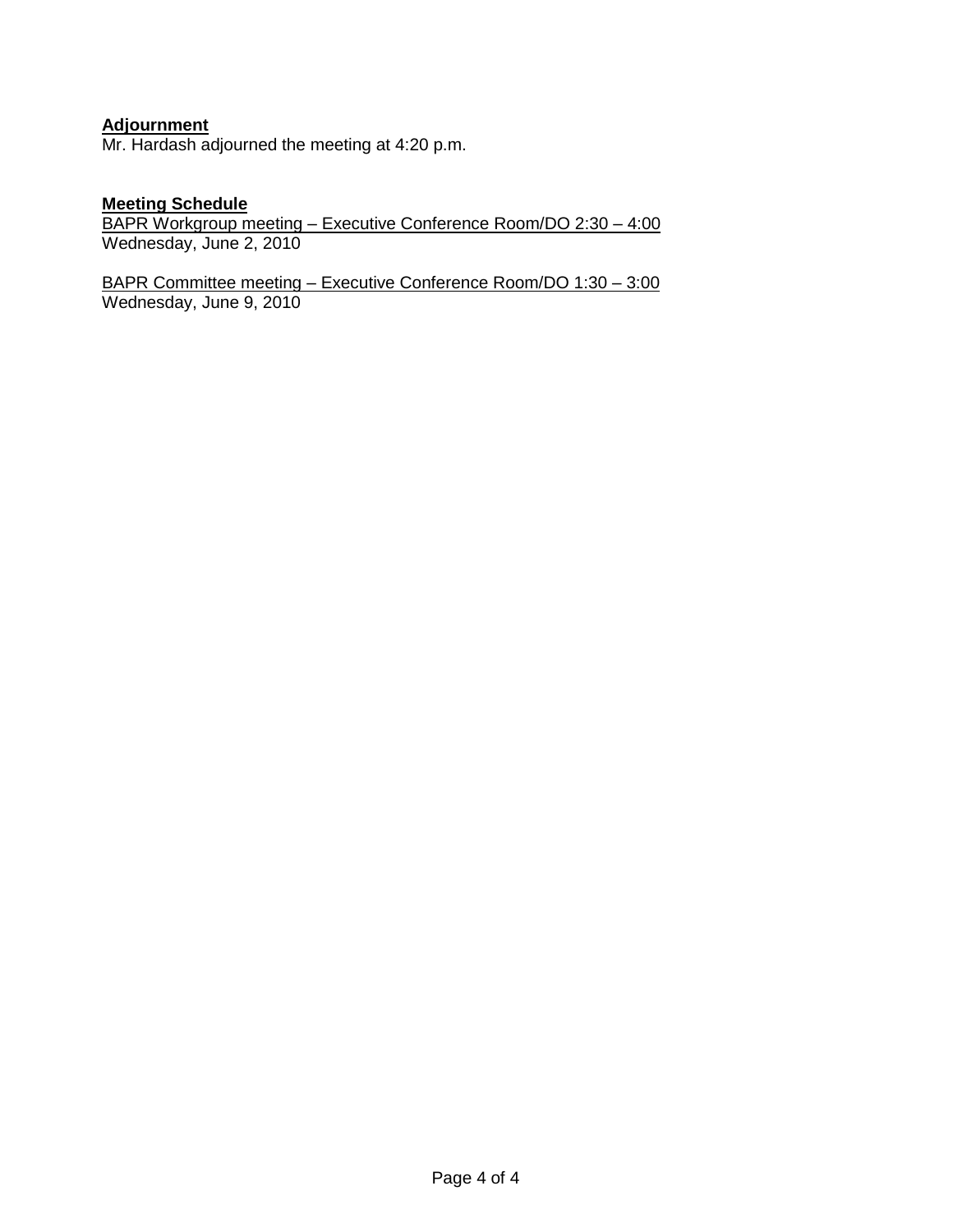**Adjournment**

Mr. Hardash adjourned the meeting at 4:20 p.m.

**Meeting Schedule**

BAPR Workgroup meeting – Executive Conference Room/DO 2:30 – 4:00
Wednesday, June 2, 2010

BAPR Committee meeting – Executive Conference Room/DO 1:30 – 3:00
Wednesday, June 9, 2010